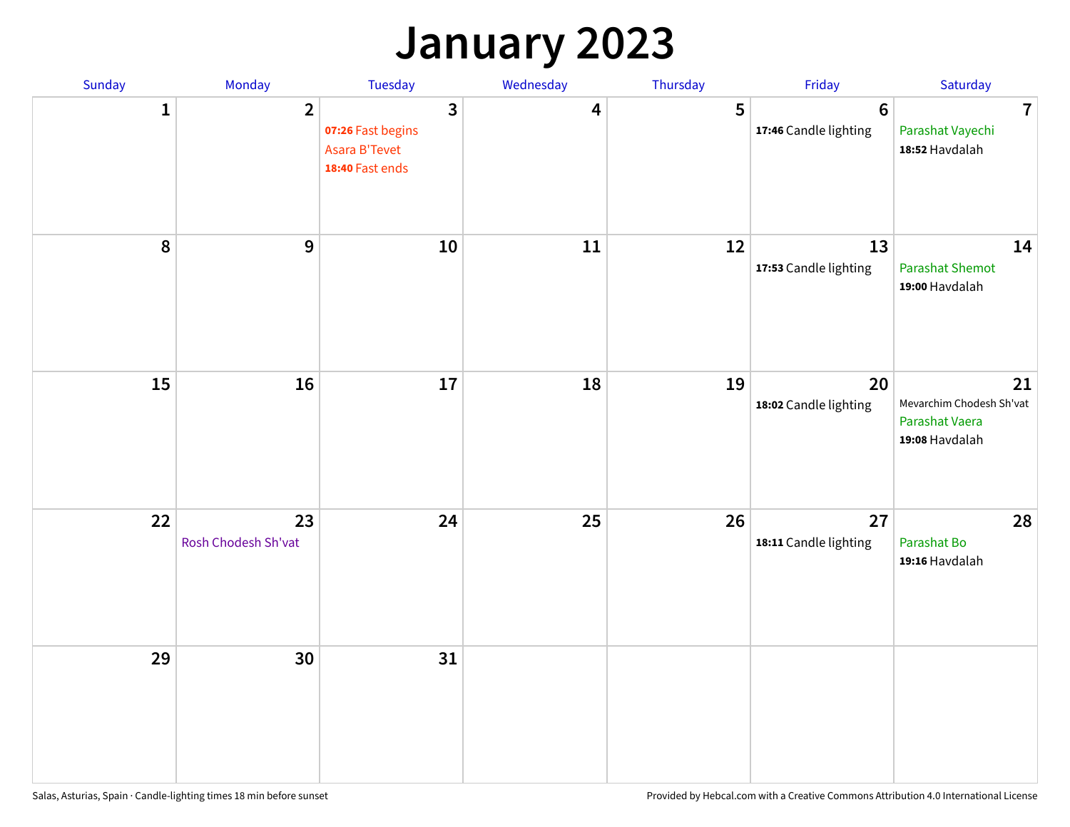# January 2023

| Sunday | Monday | Tuesday | Wednesday | Thursday | Friday | Saturday |
|---|---|---|---|---|---|---|
| 1 | 2 | 3<br>**07:26** Fast begins<br>Asara B'Tevet<br>**18:40** Fast ends | 4 | 5 | 6<br>**17:46** Candle lighting | 7<br>Parashat Vayechi<br>**18:52** Havdalah |
| 8 | 9 | 10 | 11 | 12 | 13<br>**17:53** Candle lighting | 14<br>Parashat Shemot<br>**19:00** Havdalah |
| 15 | 16 | 17 | 18 | 19 | 20<br>**18:02** Candle lighting | 21<br>Mevarchim Chodesh Sh'vat<br>Parashat Vaera<br>**19:08** Havdalah |
| 22 | 23<br>Rosh Chodesh Sh'vat | 24 | 25 | 26 | 27<br>**18:11** Candle lighting | 28<br>Parashat Bo<br>**19:16** Havdalah |
| 29 | 30 | 31 | | | | |

Salas, Asturias, Spain · Candle-lighting times 18 min before sunset

Provided by Hebcal.com with a Creative Commons Attribution 4.0 International License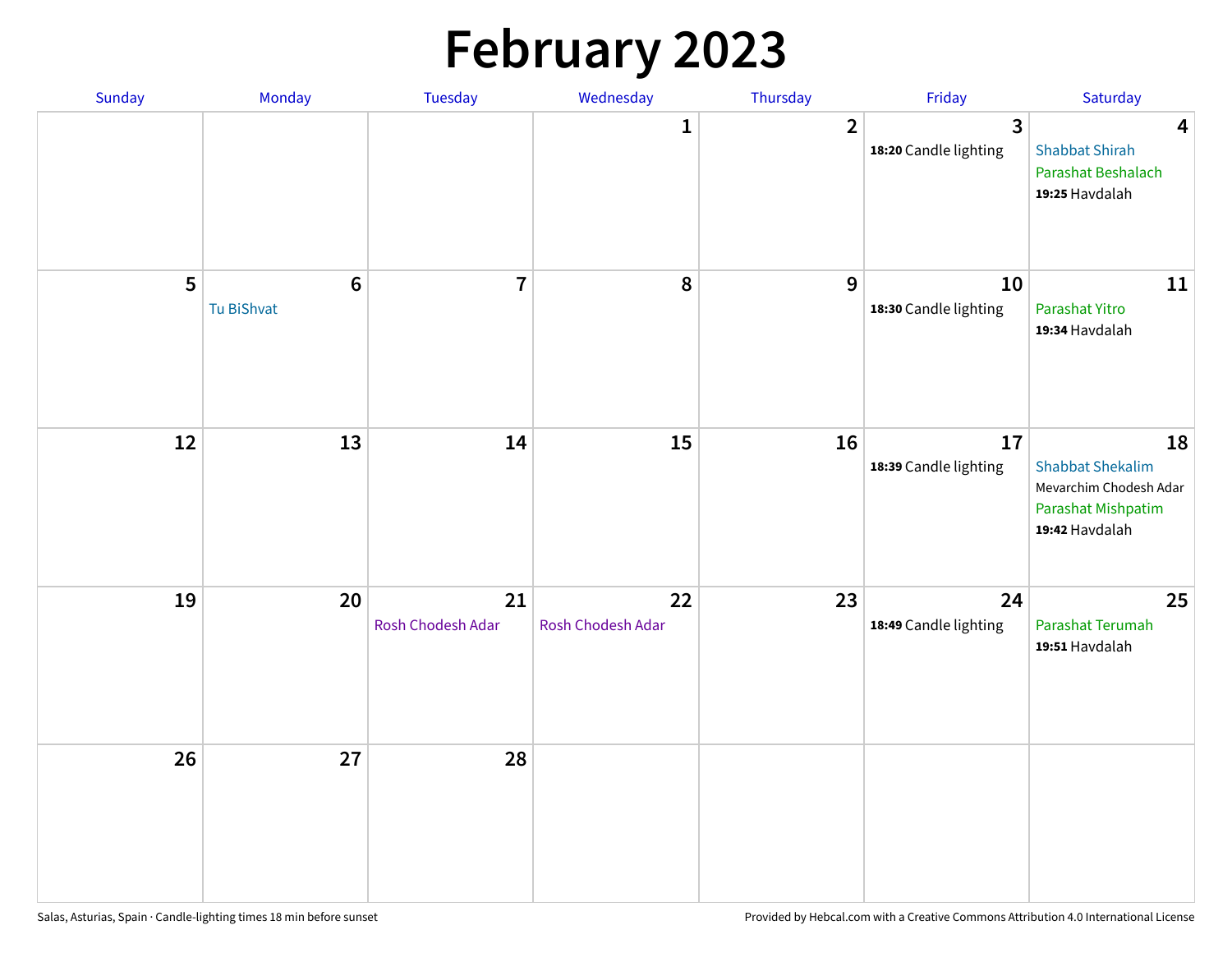# February 2023

| Sunday | Monday | Tuesday | Wednesday | Thursday | Friday | Saturday |
|---|---|---|---|---|---|---|
| | | | 1 | 2 | 3<br>**18:20** Candle lighting | 4<br>Shabbat Shirah<br>Parashat Beshalach<br>**19:25** Havdalah |
| 5 | 6<br>Tu BiShvat | 7 | 8 | 9 | 10<br>**18:30** Candle lighting | 11<br>Parashat Yitro<br>**19:34** Havdalah |
| 12 | 13 | 14 | 15 | 16 | 17<br>**18:39** Candle lighting | 18<br>Shabbat Shekalim<br>Mevarchim Chodesh Adar<br>Parashat Mishpatim<br>**19:42** Havdalah |
| 19 | 20 | 21<br>Rosh Chodesh Adar | 22<br>Rosh Chodesh Adar | 23 | 24<br>**18:49** Candle lighting | 25<br>Parashat Terumah<br>**19:51** Havdalah |
| 26 | 27 | 28 | | | | |

Salas, Asturias, Spain · Candle-lighting times 18 min before sunset

Provided by Hebcal.com with a Creative Commons Attribution 4.0 International License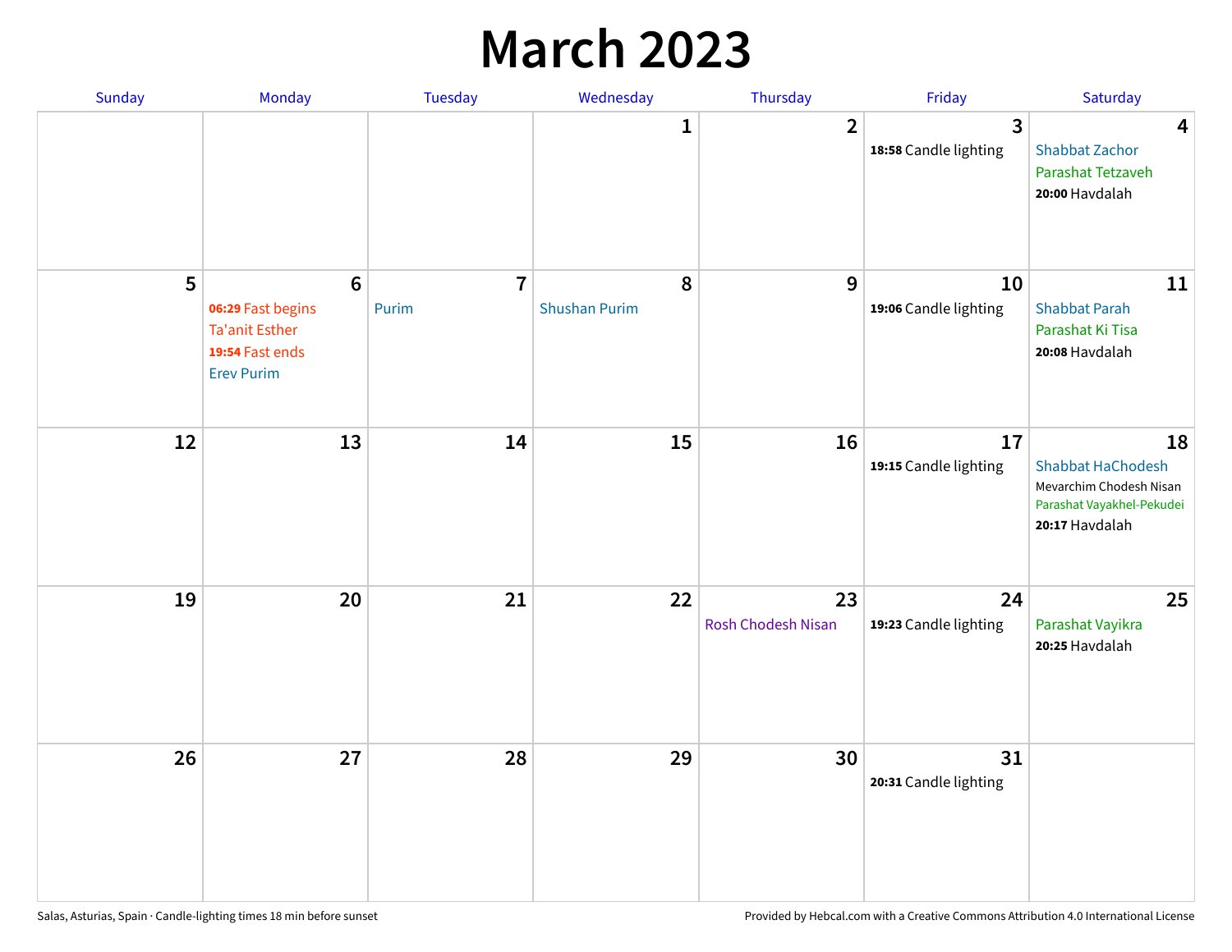# March 2023

| Sunday | Monday | Tuesday | Wednesday | Thursday | Friday | Saturday |
|---|---|---|---|---|---|---|
| | | | 1 | 2 | 3<br>**18:58** Candle lighting | 4<br>Shabbat Zachor<br>Parashat Tetzaveh<br>**20:00** Havdalah |
| 5 | 6<br>**06:29** Fast begins<br>Ta'anit Esther<br>**19:54** Fast ends<br>Erev Purim | 7<br>Purim | 8<br>Shushan Purim | 9 | 10<br>**19:06** Candle lighting | 11<br>Shabbat Parah<br>Parashat Ki Tisa<br>**20:08** Havdalah |
| 12 | 13 | 14 | 15 | 16 | 17<br>**19:15** Candle lighting | 18<br>Shabbat HaChodesh<br>Mevarchim Chodesh Nisan<br>Parashat Vayakhel-Pekudei<br>**20:17** Havdalah |
| 19 | 20 | 21 | 22 | 23<br>Rosh Chodesh Nisan | 24<br>**19:23** Candle lighting | 25<br>Parashat Vayikra<br>**20:25** Havdalah |
| 26 | 27 | 28 | 29 | 30 | 31<br>**20:31** Candle lighting | |

Salas, Asturias, Spain · Candle-lighting times 18 min before sunset

Provided by Hebcal.com with a Creative Commons Attribution 4.0 International License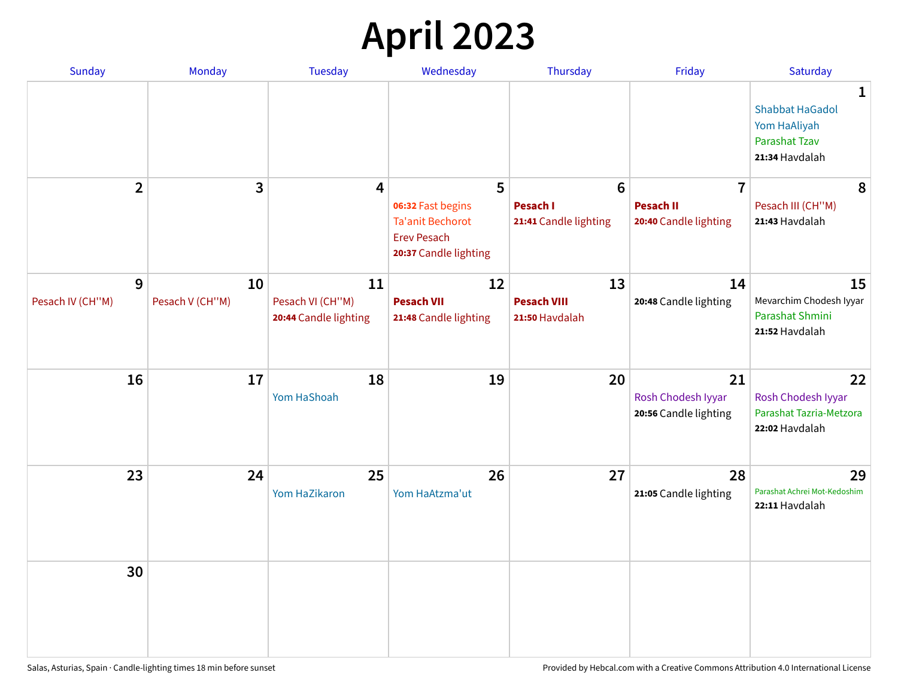# April 2023

| Sunday | Monday | Tuesday | Wednesday | Thursday | Friday | Saturday |
|---|---|---|---|---|---|---|
| | | | | | | **1** Shabbat HaGadol<br>Yom HaAliyah<br>Parashat Tzav<br>**21:34** Havdalah |
| **2** | **3** | **4** | **5** **06:32** Fast begins<br>Ta'anit Bechorot<br>Erev Pesach<br>**20:37** Candle lighting | **6** **Pesach I**<br>**21:41** Candle lighting | **7** **Pesach II**<br>**20:40** Candle lighting | **8** Pesach III (CH''M)<br>**21:43** Havdalah |
| **9** Pesach IV (CH''M) | **10** Pesach V (CH''M) | **11** Pesach VI (CH''M)<br>**20:44** Candle lighting | **12** **Pesach VII**<br>**21:48** Candle lighting | **13** **Pesach VIII**<br>**21:50** Havdalah | **14** **20:48** Candle lighting | **15** Mevarchim Chodesh Iyyar<br>Parashat Shmini<br>**21:52** Havdalah |
| **16** | **17** | **18** Yom HaShoah | **19** | **20** | **21** Rosh Chodesh Iyyar<br>**20:56** Candle lighting | **22** Rosh Chodesh Iyyar<br>Parashat Tazria-Metzora<br>**22:02** Havdalah |
| **23** | **24** | **25** Yom HaZikaron | **26** Yom HaAtzma'ut | **27** | **28** **21:05** Candle lighting | **29** Parashat Achrei Mot-Kedoshim<br>**22:11** Havdalah |
| **30** | | | | | | |

Salas, Asturias, Spain · Candle-lighting times 18 min before sunset

Provided by Hebcal.com with a Creative Commons Attribution 4.0 International License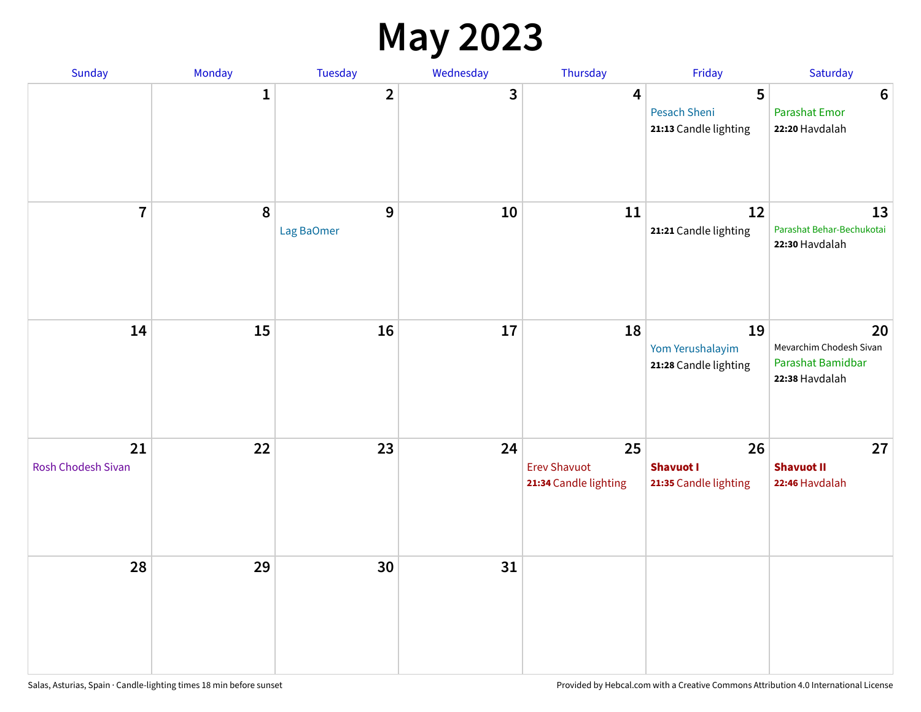# May 2023

| Sunday | Monday | Tuesday | Wednesday | Thursday | Friday | Saturday |
|---|---|---|---|---|---|---|
| | 1 | 2 | 3 | 4 | 5<br>Pesach Sheni<br>**21:13** Candle lighting | 6<br>Parashat Emor<br>**22:20** Havdalah |
| 7 | 8 | 9<br>Lag BaOmer | 10 | 11 | 12<br>**21:21** Candle lighting | 13<br>Parashat Behar-Bechukotai<br>**22:30** Havdalah |
| 14 | 15 | 16 | 17 | 18 | 19<br>Yom Yerushalayim<br>**21:28** Candle lighting | 20<br>Mevarchim Chodesh Sivan<br>Parashat Bamidbar<br>**22:38** Havdalah |
| 21<br>Rosh Chodesh Sivan | 22 | 23 | 24 | 25<br>Erev Shavuot<br>**21:34** Candle lighting | 26<br>**Shavuot I**<br>**21:35** Candle lighting | 27<br>**Shavuot II**<br>**22:46** Havdalah |
| 28 | 29 | 30 | 31 | | | |

Salas, Asturias, Spain · Candle-lighting times 18 min before sunset

Provided by Hebcal.com with a Creative Commons Attribution 4.0 International License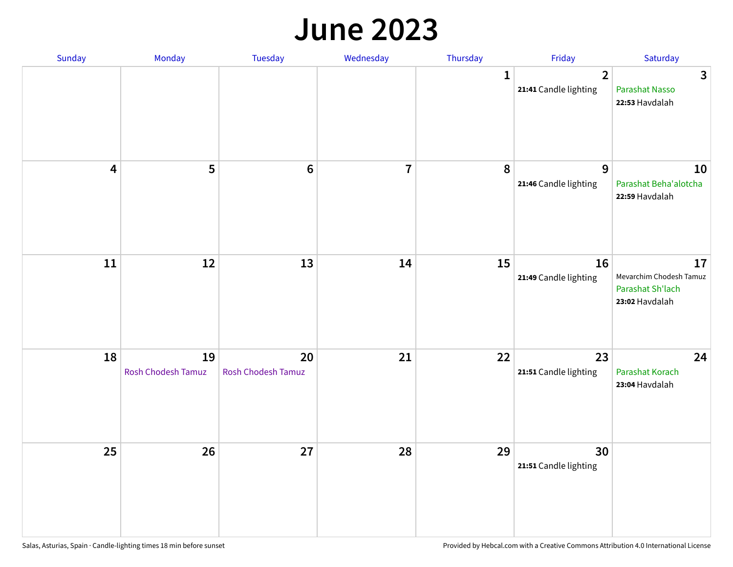# June 2023

| Sunday | Monday | Tuesday | Wednesday | Thursday | Friday | Saturday |
|---|---|---|---|---|---|---|
| | | | | 1 | 2<br>**21:41** Candle lighting | 3<br>Parashat Nasso<br>**22:53** Havdalah |
| 4 | 5 | 6 | 7 | 8 | 9<br>**21:46** Candle lighting | 10<br>Parashat Beha'alotcha<br>**22:59** Havdalah |
| 11 | 12 | 13 | 14 | 15 | 16<br>**21:49** Candle lighting | 17<br>Mevarchim Chodesh Tamuz<br>Parashat Sh'lach<br>**23:02** Havdalah |
| 18 | 19<br>Rosh Chodesh Tamuz | 20<br>Rosh Chodesh Tamuz | 21 | 22 | 23<br>**21:51** Candle lighting | 24<br>Parashat Korach<br>**23:04** Havdalah |
| 25 | 26 | 27 | 28 | 29 | 30<br>**21:51** Candle lighting | |

Salas, Asturias, Spain · Candle-lighting times 18 min before sunset

Provided by Hebcal.com with a Creative Commons Attribution 4.0 International License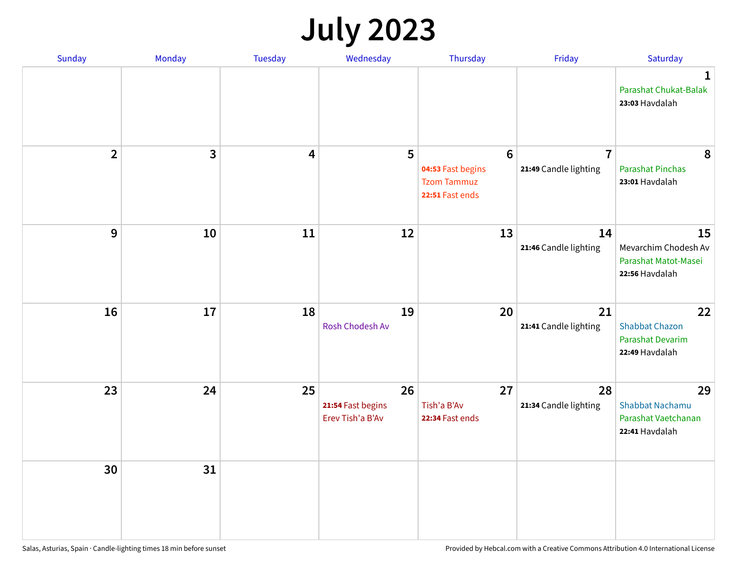# July 2023

| Sunday | Monday | Tuesday | Wednesday | Thursday | Friday | Saturday |
|---|---|---|---|---|---|---|
| | | | | | | **1**<br>Parashat Chukat-Balak<br>**23:03** Havdalah |
| **2** | **3** | **4** | **5** | **6**<br>**04:53** Fast begins<br>Tzom Tammuz<br>**22:51** Fast ends | **7**<br>**21:49** Candle lighting | **8**<br>Parashat Pinchas<br>**23:01** Havdalah |
| **9** | **10** | **11** | **12** | **13** | **14**<br>**21:46** Candle lighting | **15**<br>Mevarchim Chodesh Av<br>Parashat Matot-Masei<br>**22:56** Havdalah |
| **16** | **17** | **18** | **19**<br>Rosh Chodesh Av | **20** | **21**<br>**21:41** Candle lighting | **22**<br>Shabbat Chazon<br>Parashat Devarim<br>**22:49** Havdalah |
| **23** | **24** | **25** | **26**<br>**21:54** Fast begins<br>Erev Tish'a B'Av | **27**<br>Tish'a B'Av<br>**22:34** Fast ends | **28**<br>**21:34** Candle lighting | **29**<br>Shabbat Nachamu<br>Parashat Vaetchanan<br>**22:41** Havdalah |
| **30** | **31** | | | | | |

Salas, Asturias, Spain · Candle-lighting times 18 min before sunset

Provided by Hebcal.com with a Creative Commons Attribution 4.0 International License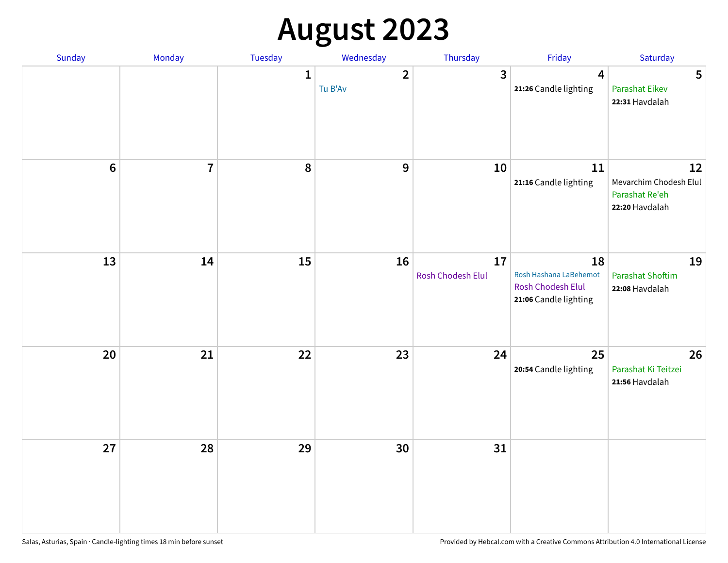# August 2023

| Sunday | Monday | Tuesday | Wednesday | Thursday | Friday | Saturday |
|---|---|---|---|---|---|---|
| | | 1 | 2<br>Tu B'Av | 3 | 4<br>**21:26** Candle lighting | 5<br>Parashat Eikev<br>**22:31** Havdalah |
| 6 | 7 | 8 | 9 | 10 | 11<br>**21:16** Candle lighting | 12<br>Mevarchim Chodesh Elul<br>Parashat Re'eh<br>**22:20** Havdalah |
| 13 | 14 | 15 | 16 | 17<br>Rosh Chodesh Elul | 18<br>Rosh Hashana LaBehemot<br>Rosh Chodesh Elul<br>**21:06** Candle lighting | 19<br>Parashat Shoftim<br>**22:08** Havdalah |
| 20 | 21 | 22 | 23 | 24 | 25<br>**20:54** Candle lighting | 26<br>Parashat Ki Teitzei<br>**21:56** Havdalah |
| 27 | 28 | 29 | 30 | 31 | | |

Salas, Asturias, Spain · Candle-lighting times 18 min before sunset

Provided by Hebcal.com with a Creative Commons Attribution 4.0 International License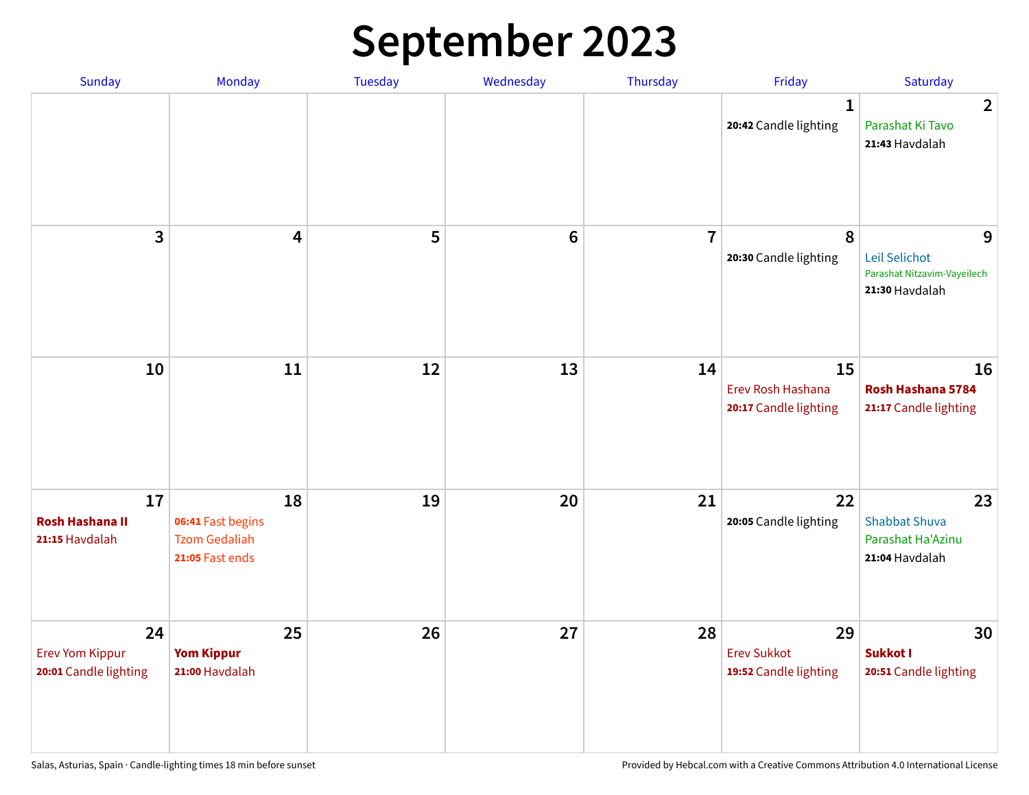# September 2023

| Sunday | Monday | Tuesday | Wednesday | Thursday | Friday | Saturday |
|---|---|---|---|---|---|---|
| | | | | | 1<br>**20:42** Candle lighting | 2<br>Parashat Ki Tavo<br>**21:43** Havdalah |
| 3 | 4 | 5 | 6 | 7 | 8<br>**20:30** Candle lighting | 9<br>Leil Selichot<br>Parashat Nitzavim-Vayeilech<br>**21:30** Havdalah |
| 10 | 11 | 12 | 13 | 14 | 15<br>Erev Rosh Hashana<br>**20:17** Candle lighting | 16<br>**Rosh Hashana 5784**<br>**21:17** Candle lighting |
| 17<br>**Rosh Hashana II**<br>**21:15** Havdalah | 18<br>**06:41** Fast begins<br>Tzom Gedaliah<br>**21:05** Fast ends | 19 | 20 | 21 | 22<br>**20:05** Candle lighting | 23<br>Shabbat Shuva<br>Parashat Ha'Azinu<br>**21:04** Havdalah |
| 24<br>Erev Yom Kippur<br>**20:01** Candle lighting | 25<br>**Yom Kippur**<br>**21:00** Havdalah | 26 | 27 | 28 | 29<br>Erev Sukkot<br>**19:52** Candle lighting | 30<br>**Sukkot I**<br>**20:51** Candle lighting |

Salas, Asturias, Spain · Candle-lighting times 18 min before sunset

Provided by Hebcal.com with a Creative Commons Attribution 4.0 International License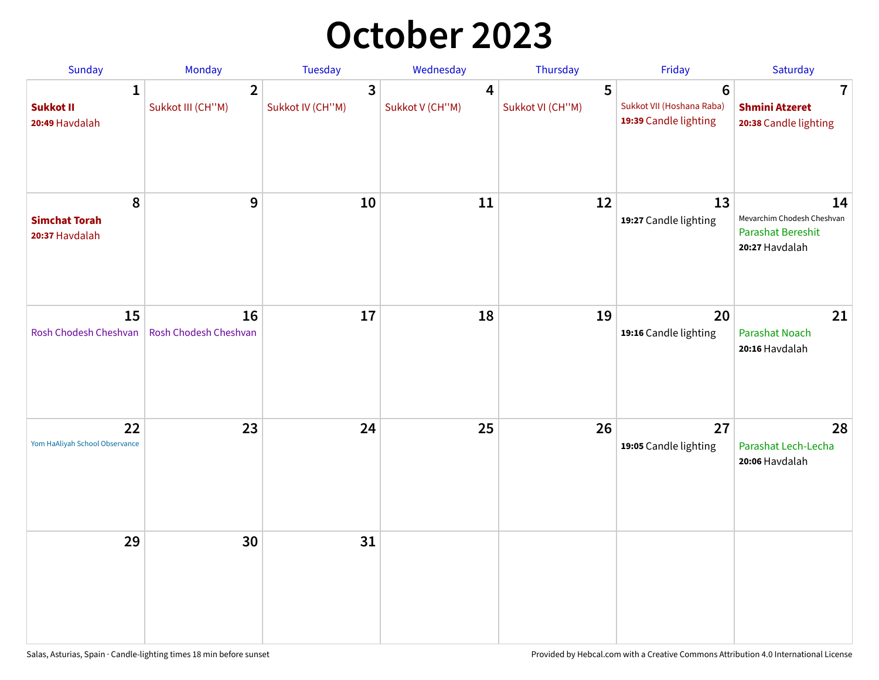# October 2023

| Sunday | Monday | Tuesday | Wednesday | Thursday | Friday | Saturday |
|---|---|---|---|---|---|---|
| 1<br>**Sukkot II**<br>**20:49** Havdalah | 2<br>Sukkot III (CH''M) | 3<br>Sukkot IV (CH''M) | 4<br>Sukkot V (CH''M) | 5<br>Sukkot VI (CH''M) | 6<br>Sukkot VII (Hoshana Raba)<br>**19:39** Candle lighting | 7<br>**Shmini Atzeret**<br>**20:38** Candle lighting |
| 8<br>**Simchat Torah**<br>**20:37** Havdalah | 9 | 10 | 11 | 12 | 13<br>**19:27** Candle lighting | 14<br>Mevarchim Chodesh Cheshvan<br>Parashat Bereshit<br>**20:27** Havdalah |
| 15<br>Rosh Chodesh Cheshvan | 16<br>Rosh Chodesh Cheshvan | 17 | 18 | 19 | 20<br>**19:16** Candle lighting | 21<br>Parashat Noach<br>**20:16** Havdalah |
| 22<br>Yom HaAliyah School Observance | 23 | 24 | 25 | 26 | 27<br>**19:05** Candle lighting | 28<br>Parashat Lech-Lecha<br>**20:06** Havdalah |
| 29 | 30 | 31 | | | | |

Salas, Asturias, Spain · Candle-lighting times 18 min before sunset

Provided by Hebcal.com with a Creative Commons Attribution 4.0 International License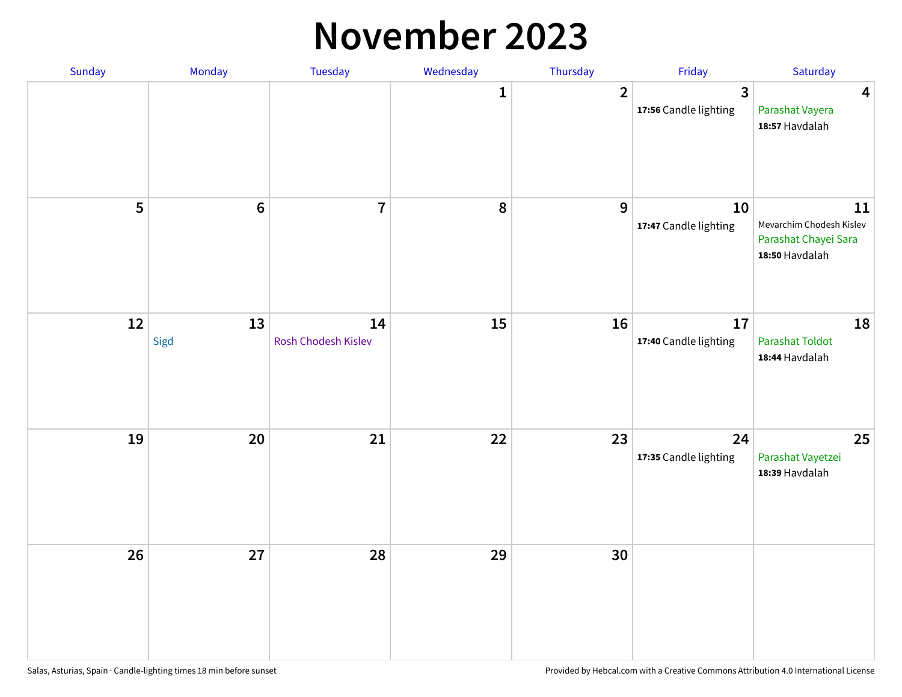# November 2023

| Sunday | Monday | Tuesday | Wednesday | Thursday | Friday | Saturday |
|---|---|---|---|---|---|---|
| | | | 1 | 2 | 3<br>**17:56** Candle lighting | 4<br>Parashat Vayera<br>**18:57** Havdalah |
| 5 | 6 | 7 | 8 | 9 | 10<br>**17:47** Candle lighting | 11<br>Mevarchim Chodesh Kislev<br>Parashat Chayei Sara<br>**18:50** Havdalah |
| 12 | 13<br>Sigd | 14<br>Rosh Chodesh Kislev | 15 | 16 | 17<br>**17:40** Candle lighting | 18<br>Parashat Toldot<br>**18:44** Havdalah |
| 19 | 20 | 21 | 22 | 23 | 24<br>**17:35** Candle lighting | 25<br>Parashat Vayetzei<br>**18:39** Havdalah |
| 26 | 27 | 28 | 29 | 30 | | |

Salas, Asturias, Spain · Candle-lighting times 18 min before sunset

Provided by Hebcal.com with a Creative Commons Attribution 4.0 International License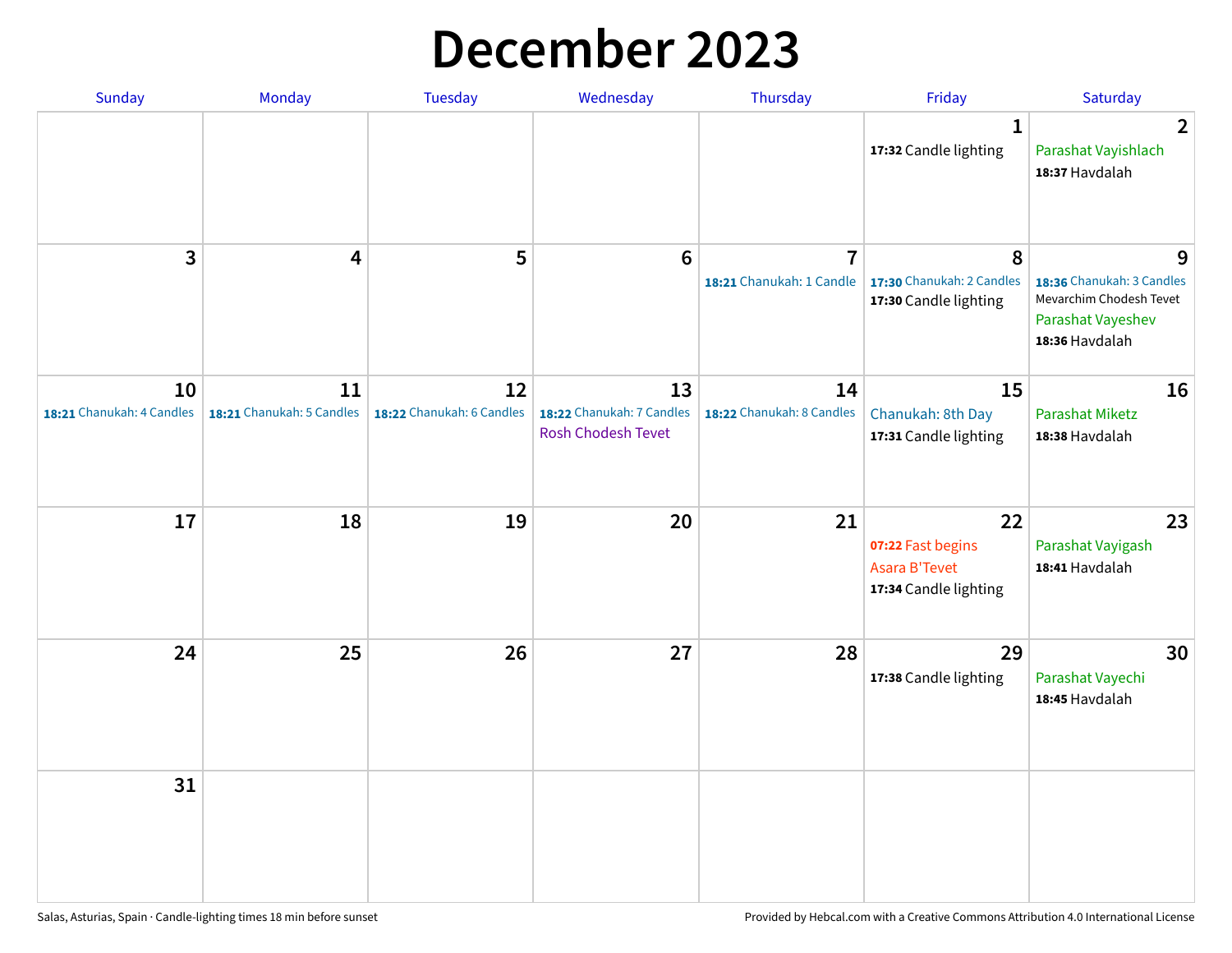# December 2023

| Sunday | Monday | Tuesday | Wednesday | Thursday | Friday | Saturday |
|---|---|---|---|---|---|---|
| | | | | | 1<br>**17:32** Candle lighting | 2<br>Parashat Vayishlach<br>**18:37** Havdalah |
| 3 | 4 | 5 | 6 | 7<br>**18:21** Chanukah: 1 Candle | 8<br>**17:30** Chanukah: 2 Candles<br>**17:30** Candle lighting | 9<br>**18:36** Chanukah: 3 Candles<br>Mevarchim Chodesh Tevet<br>Parashat Vayeshev<br>**18:36** Havdalah |
| 10<br>**18:21** Chanukah: 4 Candles | 11<br>**18:21** Chanukah: 5 Candles | 12<br>**18:22** Chanukah: 6 Candles | 13<br>**18:22** Chanukah: 7 Candles<br>Rosh Chodesh Tevet | 14<br>**18:22** Chanukah: 8 Candles | 15<br>Chanukah: 8th Day<br>**17:31** Candle lighting | 16<br>Parashat Miketz<br>**18:38** Havdalah |
| 17 | 18 | 19 | 20 | 21 | 22<br>**07:22** Fast begins<br>Asara B'Tevet<br>**17:34** Candle lighting | 23<br>Parashat Vayigash<br>**18:41** Havdalah |
| 24 | 25 | 26 | 27 | 28 | 29<br>**17:38** Candle lighting | 30<br>Parashat Vayechi<br>**18:45** Havdalah |
| 31 | | | | | | |

Salas, Asturias, Spain · Candle-lighting times 18 min before sunset

Provided by Hebcal.com with a Creative Commons Attribution 4.0 International License